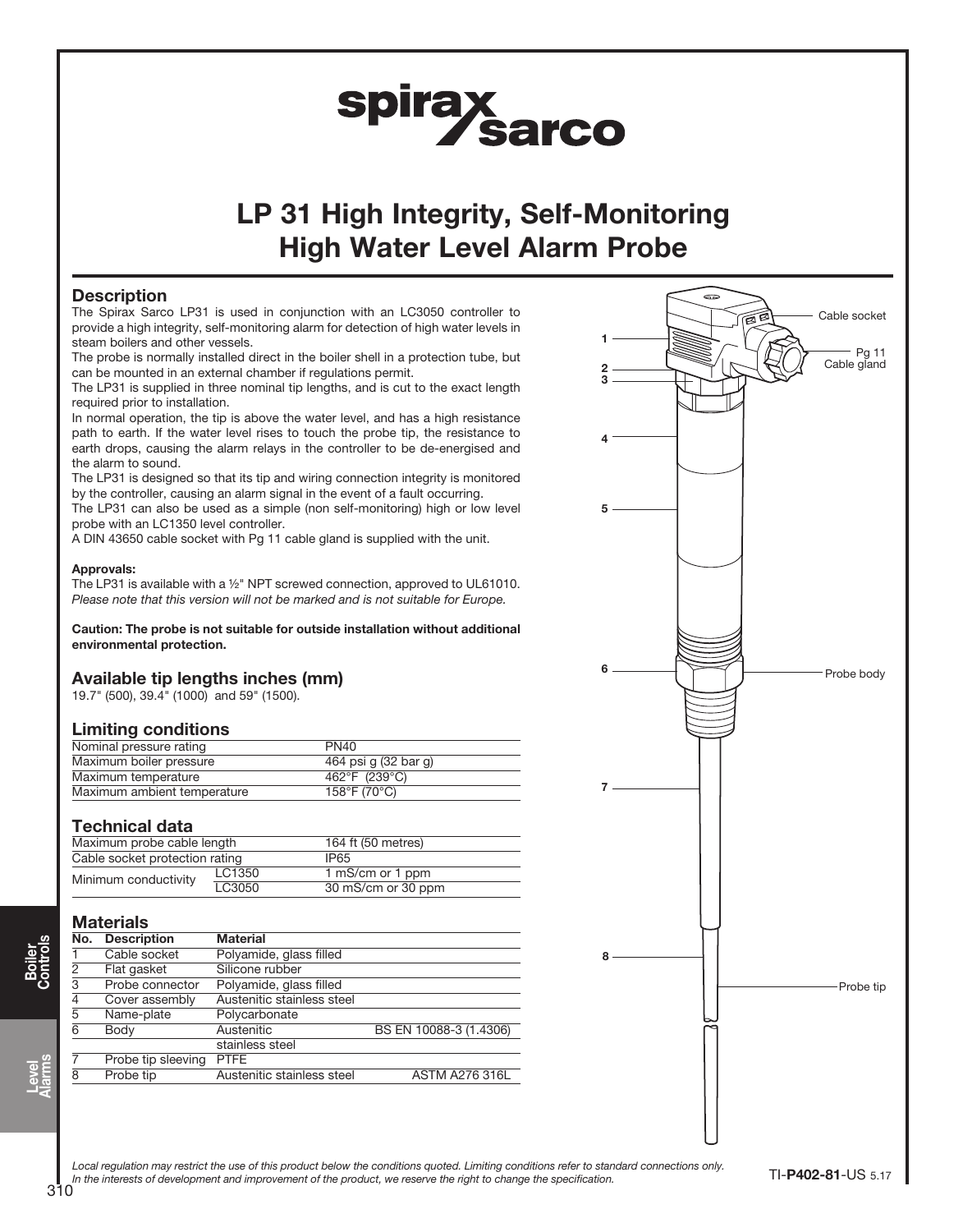spirax sarco

# LP 31 High Integrity, Self-Monitoring High Water Level Alarm Probe

## Description

The Spirax Sarco LP31 is used in conjunction with an LC3050 controller to provide a high integrity, self-monitoring alarm for detection of high water levels in steam boilers and other vessels.

The probe is normally installed direct in the boiler shell in a protection tube, but can be mounted in an external chamber if regulations permit.

The LP31 is supplied in three nominal tip lengths, and is cut to the exact length required prior to installation.

In normal operation, the tip is above the water level, and has a high resistance path to earth. If the water level rises to touch the probe tip, the resistance to earth drops, causing the alarm relays in the controller to be de-energised and the alarm to sound.

The LP31 is designed so that its tip and wiring connection integrity is monitored by the controller, causing an alarm signal in the event of a fault occurring.

The LP31 can also be used as a simple (non self-monitoring) high or low level probe with an LC1350 level controller.

A DIN 43650 cable socket with Pg 11 cable gland is supplied with the unit.

**Approvals:**

The LP31 is available with a ½" NPT screwed connection, approved to UL61010.
*Please note that this version will not be marked and is not suitable for Europe.*

**Caution: The probe is not suitable for outside installation without additional environmental protection.**

## Available tip lengths inches (mm)

19.7" (500), 39.4" (1000) and 59" (1500).

## Limiting conditions

| | |
|---|---|
| Nominal pressure rating | PN40 |
| Maximum boiler pressure | 464 psi g (32 bar g) |
| Maximum temperature | 462°F (239°C) |
| Maximum ambient temperature | 158°F (70°C) |

## Technical data

| | | |
|---|---|---|
| Maximum probe cable length | | 164 ft (50 metres) |
| Cable socket protection rating | | IP65 |
| Minimum conductivity | LC1350 | 1 mS/cm or 1 ppm |
| | LC3050 | 30 mS/cm or 30 ppm |

## Materials

| No. | Description | Material | |
|---|---|---|---|
| 1 | Cable socket | Polyamide, glass filled | |
| 2 | Flat gasket | Silicone rubber | |
| 3 | Probe connector | Polyamide, glass filled | |
| 4 | Cover assembly | Austenitic stainless steel | |
| 5 | Name-plate | Polycarbonate | |
| 6 | Body | Austenitic stainless steel | BS EN 10088-3 (1.4306) |
| 7 | Probe tip sleeving | PTFE | |
| 8 | Probe tip | Austenitic stainless steel | ASTM A276 316L |

1 Cable socket
Pg 11 Cable gland
2
3
4
5
6 Probe body
7
8 Probe tip

*Local regulation may restrict the use of this product below the conditions quoted. Limiting conditions refer to standard connections only.*
*In the interests of development and improvement of the product, we reserve the right to change the specification.*

TI-**P402-81**-US 5.17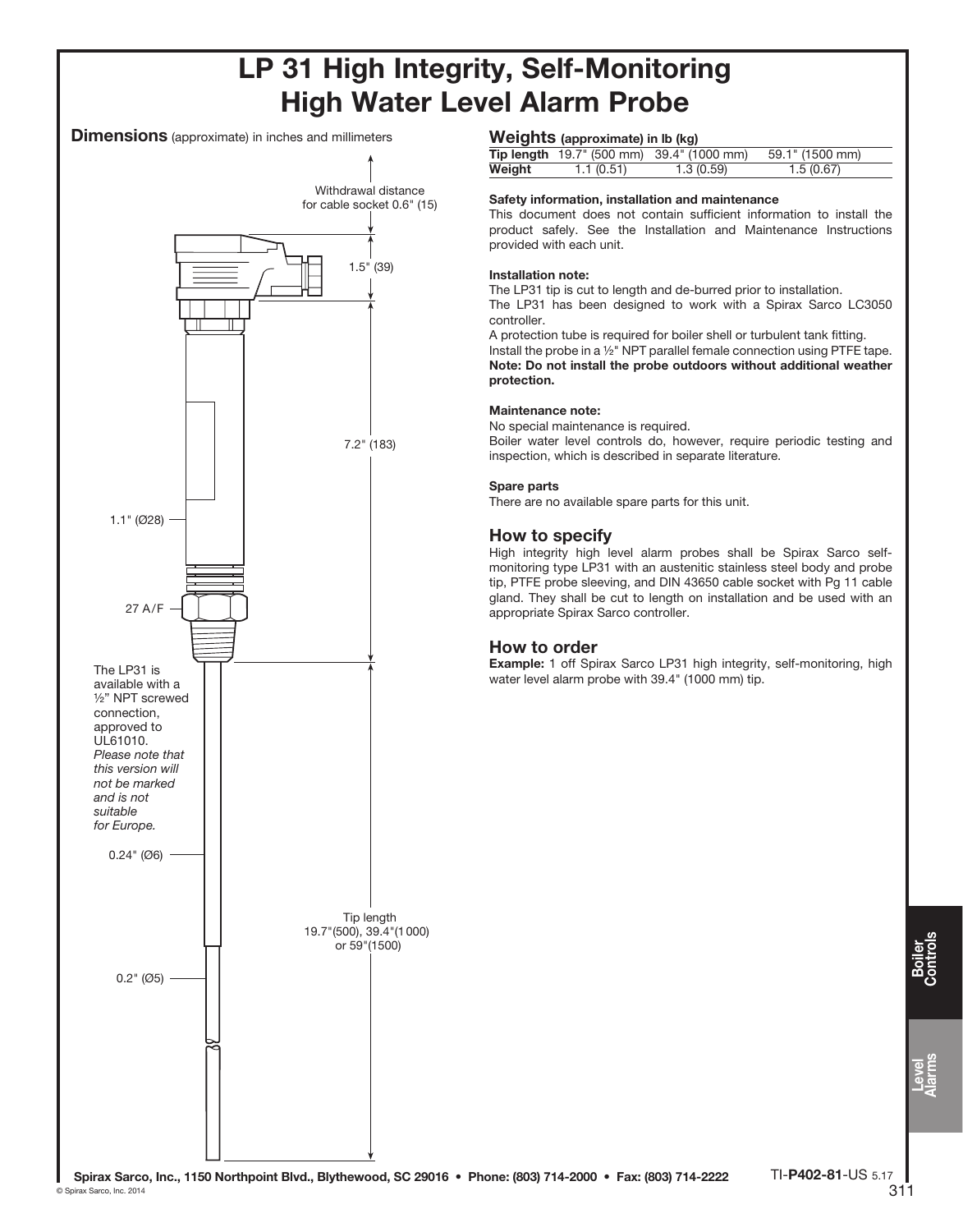# LP 31 High Integrity, Self-Monitoring High Water Level Alarm Probe

## Dimensions (approximate) in inches and millimeters

Withdrawal distance for cable socket 0.6" (15)

1.5" (39)

7.2" (183)

1.1" (Ø28)

27 A/F

The LP31 is available with a ½" NPT screwed connection, approved to UL61010. *Please note that this version will not be marked and is not suitable for Europe.*

0.24" (Ø6)

Tip length 19.7"(500), 39.4"(1 000) or 59"(1500)

0.2" (Ø5)

## Weights (approximate) in lb (kg)

| Tip length | 19.7" (500 mm) | 39.4" (1000 mm) | 59.1" (1500 mm) |
|---|---|---|---|
| Weight | 1.1 (0.51) | 1.3 (0.59) | 1.5 (0.67) |

**Safety information, installation and maintenance**

This document does not contain sufficient information to install the product safely. See the Installation and Maintenance Instructions provided with each unit.

**Installation note:**

The LP31 tip is cut to length and de-burred prior to installation.

The LP31 has been designed to work with a Spirax Sarco LC3050 controller.

A protection tube is required for boiler shell or turbulent tank fitting.

Install the probe in a ½" NPT parallel female connection using PTFE tape.

**Note: Do not install the probe outdoors without additional weather protection.**

**Maintenance note:**

No special maintenance is required.

Boiler water level controls do, however, require periodic testing and inspection, which is described in separate literature.

**Spare parts**

There are no available spare parts for this unit.

## How to specify

High integrity high level alarm probes shall be Spirax Sarco self-monitoring type LP31 with an austenitic stainless steel body and probe tip, PTFE probe sleeving, and DIN 43650 cable socket with Pg 11 cable gland. They shall be cut to length on installation and be used with an appropriate Spirax Sarco controller.

## How to order

**Example:** 1 off Spirax Sarco LP31 high integrity, self-monitoring, high water level alarm probe with 39.4" (1000 mm) tip.

**Spirax Sarco, Inc., 1150 Northpoint Blvd., Blythewood, SC 29016 • Phone: (803) 714-2000 • Fax: (803) 714-2222**

TI-**P402-81**-US 5.17

© Spirax Sarco, Inc. 2014